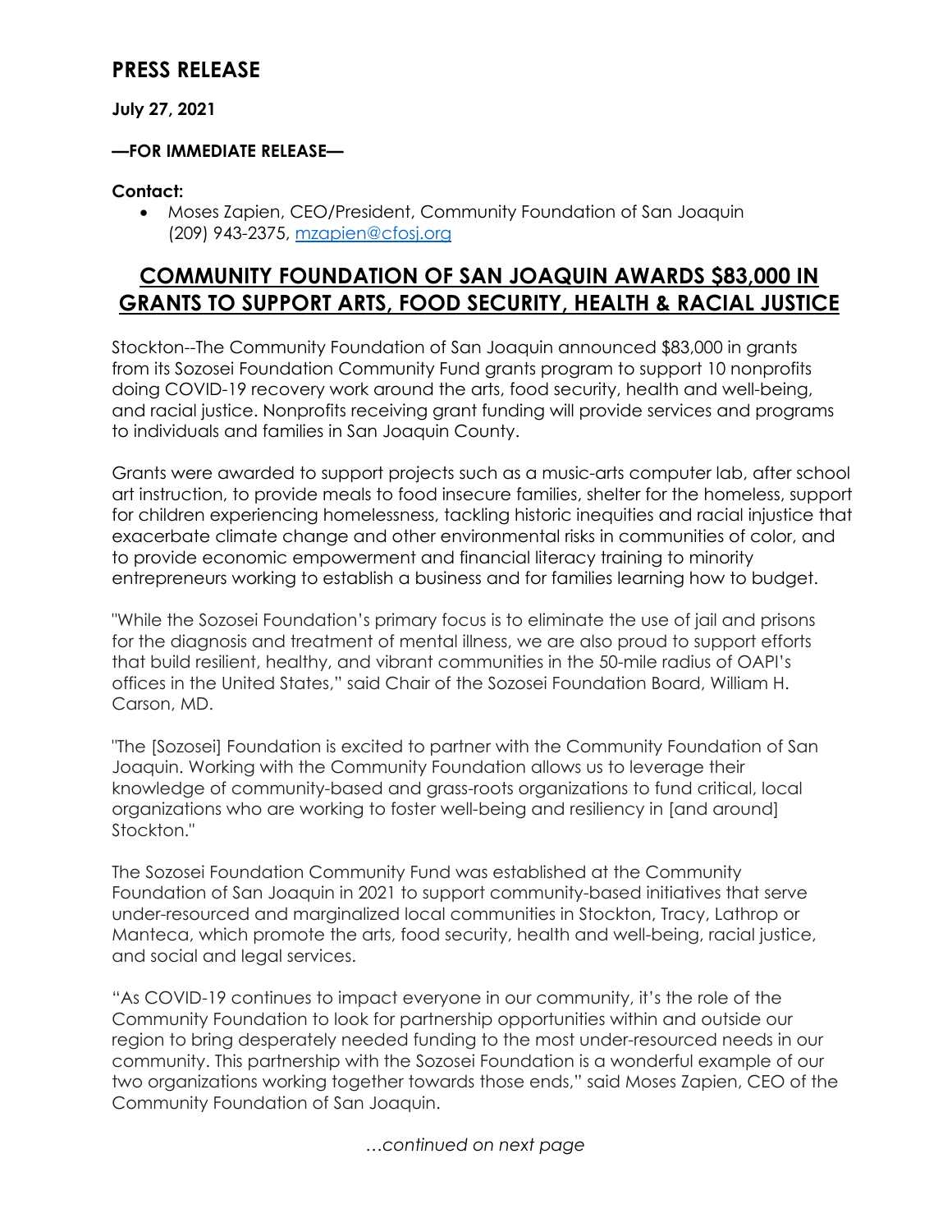# PRESS RELEASE

**July 27, 2021**

**—FOR IMMEDIATE RELEASE—**

**Contact:**

- Moses Zapien, CEO/President, Community Foundation of San Joaquin (209) 943-2375, mzapien@cfosj.org

## COMMUNITY FOUNDATION OF SAN JOAQUIN AWARDS $83,000 IN GRANTS TO SUPPORT ARTS, FOOD SECURITY, HEALTH & RACIAL JUSTICE

Stockton--The Community Foundation of San Joaquin announced $83,000 in grants from its Sozosei Foundation Community Fund grants program to support 10 nonprofits doing COVID-19 recovery work around the arts, food security, health and well-being, and racial justice. Nonprofits receiving grant funding will provide services and programs to individuals and families in San Joaquin County.

Grants were awarded to support projects such as a music-arts computer lab, after school art instruction, to provide meals to food insecure families, shelter for the homeless, support for children experiencing homelessness, tackling historic inequities and racial injustice that exacerbate climate change and other environmental risks in communities of color, and to provide economic empowerment and financial literacy training to minority entrepreneurs working to establish a business and for families learning how to budget.

"While the Sozosei Foundation's primary focus is to eliminate the use of jail and prisons for the diagnosis and treatment of mental illness, we are also proud to support efforts that build resilient, healthy, and vibrant communities in the 50-mile radius of OAPI's offices in the United States," said Chair of the Sozosei Foundation Board, William H. Carson, MD.

"The [Sozosei] Foundation is excited to partner with the Community Foundation of San Joaquin. Working with the Community Foundation allows us to leverage their knowledge of community-based and grass-roots organizations to fund critical, local organizations who are working to foster well-being and resiliency in [and around] Stockton."

The Sozosei Foundation Community Fund was established at the Community Foundation of San Joaquin in 2021 to support community-based initiatives that serve under-resourced and marginalized local communities in Stockton, Tracy, Lathrop or Manteca, which promote the arts, food security, health and well-being, racial justice, and social and legal services.

"As COVID-19 continues to impact everyone in our community, it's the role of the Community Foundation to look for partnership opportunities within and outside our region to bring desperately needed funding to the most under-resourced needs in our community. This partnership with the Sozosei Foundation is a wonderful example of our two organizations working together towards those ends," said Moses Zapien, CEO of the Community Foundation of San Joaquin.

*…continued on next page*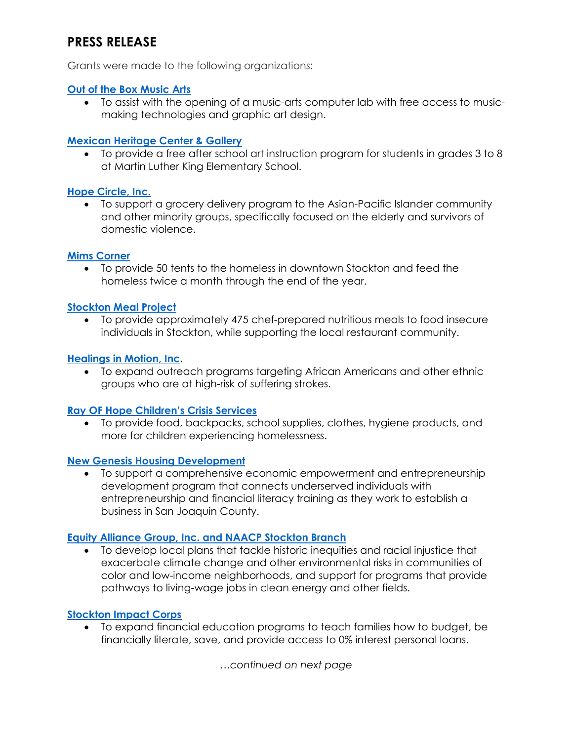## PRESS RELEASE

Grants were made to the following organizations:

**Out of the Box Music Arts**

- To assist with the opening of a music-arts computer lab with free access to music-making technologies and graphic art design.

**Mexican Heritage Center & Gallery**

- To provide a free after school art instruction program for students in grades 3 to 8 at Martin Luther King Elementary School.

**Hope Circle, Inc.**

- To support a grocery delivery program to the Asian-Pacific Islander community and other minority groups, specifically focused on the elderly and survivors of domestic violence.

**Mims Corner**

- To provide 50 tents to the homeless in downtown Stockton and feed the homeless twice a month through the end of the year.

**Stockton Meal Project**

- To provide approximately 475 chef-prepared nutritious meals to food insecure individuals in Stockton, while supporting the local restaurant community.

**Healings in Motion, Inc.**

- To expand outreach programs targeting African Americans and other ethnic groups who are at high-risk of suffering strokes.

**Ray OF Hope Children's Crisis Services**

- To provide food, backpacks, school supplies, clothes, hygiene products, and more for children experiencing homelessness.

**New Genesis Housing Development**

- To support a comprehensive economic empowerment and entrepreneurship development program that connects underserved individuals with entrepreneurship and financial literacy training as they work to establish a business in San Joaquin County.

**Equity Alliance Group, Inc. and NAACP Stockton Branch**

- To develop local plans that tackle historic inequities and racial injustice that exacerbate climate change and other environmental risks in communities of color and low-income neighborhoods, and support for programs that provide pathways to living-wage jobs in clean energy and other fields.

**Stockton Impact Corps**

- To expand financial education programs to teach families how to budget, be financially literate, save, and provide access to 0% interest personal loans.

*…continued on next page*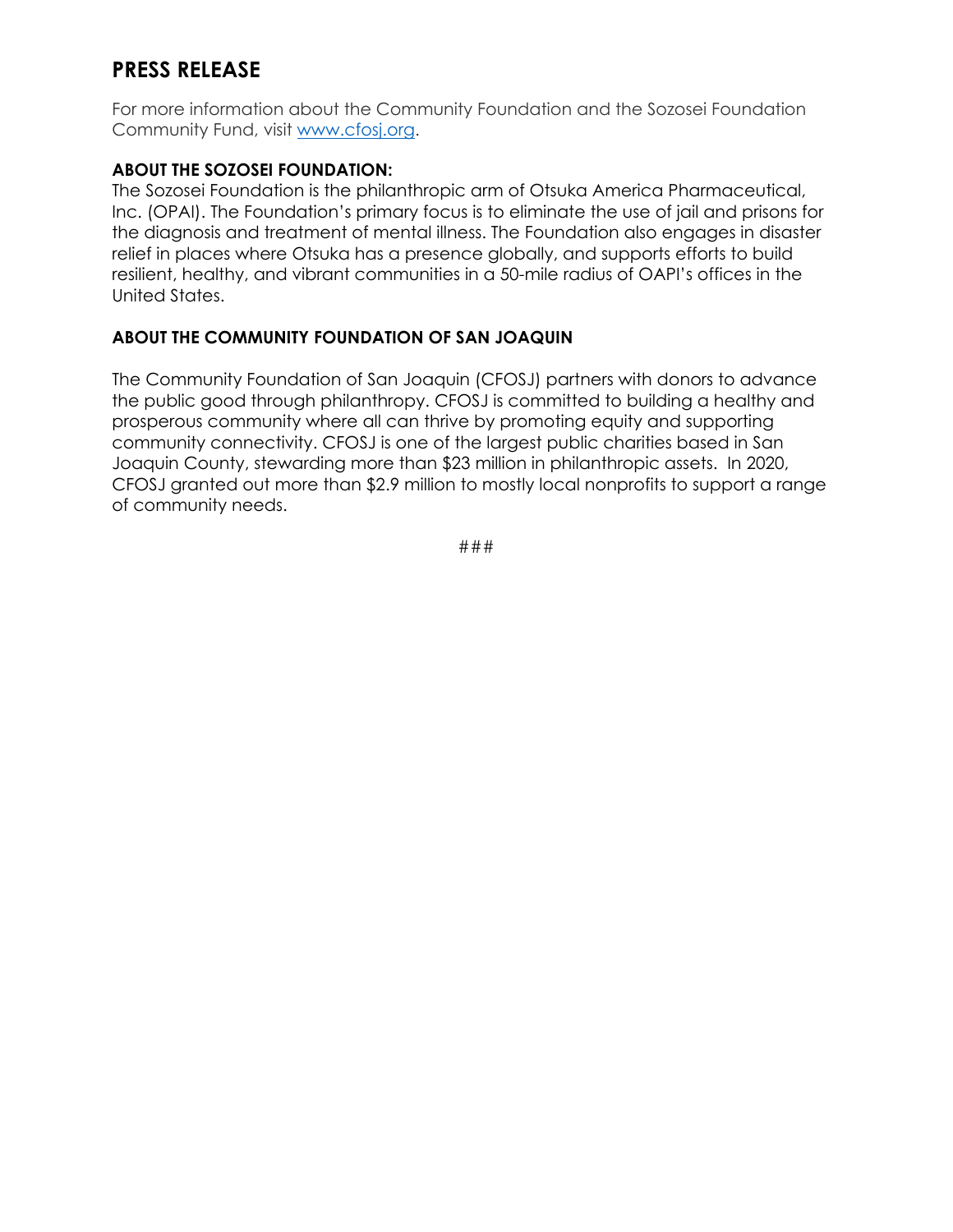## PRESS RELEASE

For more information about the Community Foundation and the Sozosei Foundation Community Fund, visit [www.cfosj.org](http://www.cfosj.org).

**ABOUT THE SOZOSEI FOUNDATION:**

The Sozosei Foundation is the philanthropic arm of Otsuka America Pharmaceutical, Inc. (OPAI). The Foundation's primary focus is to eliminate the use of jail and prisons for the diagnosis and treatment of mental illness. The Foundation also engages in disaster relief in places where Otsuka has a presence globally, and supports efforts to build resilient, healthy, and vibrant communities in a 50-mile radius of OAPI's offices in the United States.

**ABOUT THE COMMUNITY FOUNDATION OF SAN JOAQUIN**

The Community Foundation of San Joaquin (CFOSJ) partners with donors to advance the public good through philanthropy. CFOSJ is committed to building a healthy and prosperous community where all can thrive by promoting equity and supporting community connectivity. CFOSJ is one of the largest public charities based in San Joaquin County, stewarding more than $23 million in philanthropic assets. In 2020, CFOSJ granted out more than $2.9 million to mostly local nonprofits to support a range of community needs.

###